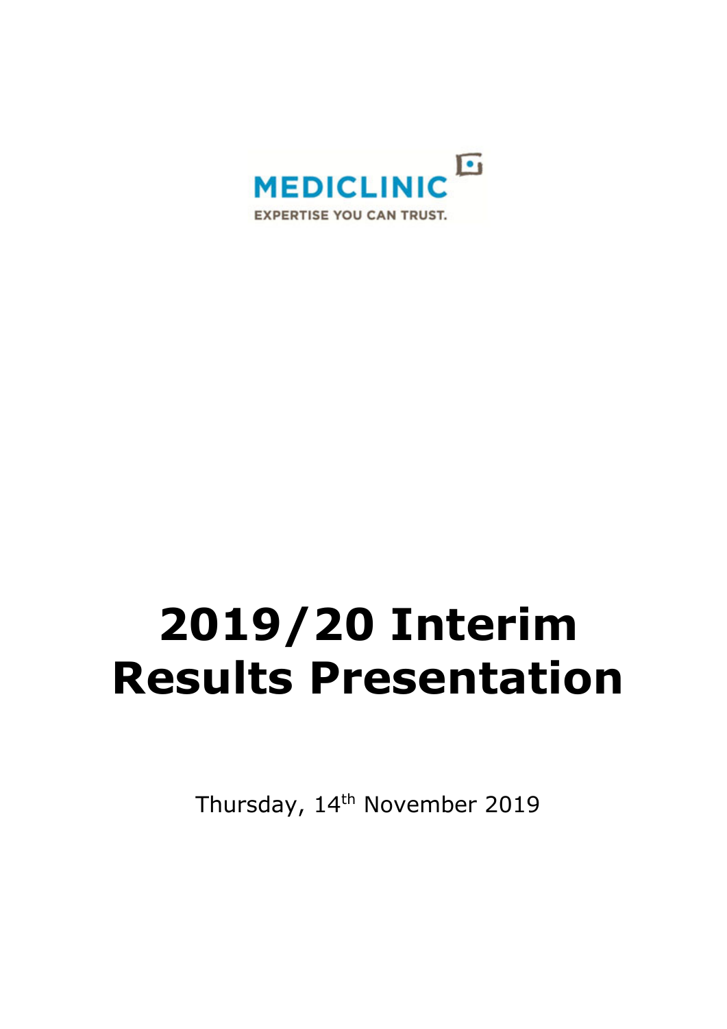MEDICLINIC

EXPERTISE YOU CAN TRUST.

# 2019/20 Interim Results Presentation

Thursday, 14th November 2019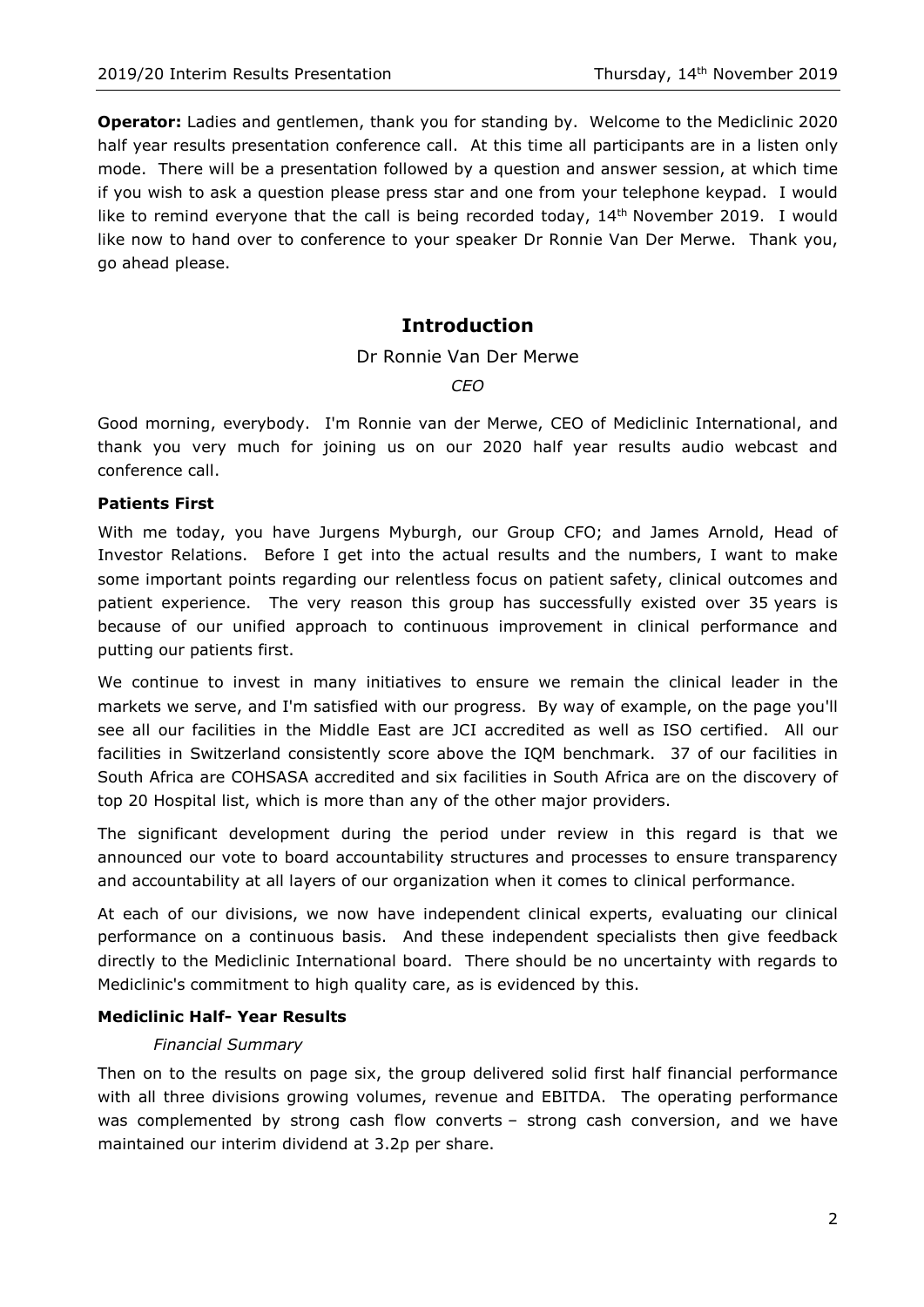**Operator:** Ladies and gentlemen, thank you for standing by. Welcome to the Mediclinic 2020 half year results presentation conference call. At this time all participants are in a listen only mode. There will be a presentation followed by a question and answer session, at which time if you wish to ask a question please press star and one from your telephone keypad. I would like to remind everyone that the call is being recorded today, 14th November 2019. I would like now to hand over to conference to your speaker Dr Ronnie Van Der Merwe. Thank you, go ahead please.

## Introduction

Dr Ronnie Van Der Merwe

*CEO*

Good morning, everybody. I'm Ronnie van der Merwe, CEO of Mediclinic International, and thank you very much for joining us on our 2020 half year results audio webcast and conference call.

### Patients First

With me today, you have Jurgens Myburgh, our Group CFO; and James Arnold, Head of Investor Relations. Before I get into the actual results and the numbers, I want to make some important points regarding our relentless focus on patient safety, clinical outcomes and patient experience. The very reason this group has successfully existed over 35 years is because of our unified approach to continuous improvement in clinical performance and putting our patients first.

We continue to invest in many initiatives to ensure we remain the clinical leader in the markets we serve, and I'm satisfied with our progress. By way of example, on the page you'll see all our facilities in the Middle East are JCI accredited as well as ISO certified. All our facilities in Switzerland consistently score above the IQM benchmark. 37 of our facilities in South Africa are COHSASA accredited and six facilities in South Africa are on the discovery of top 20 Hospital list, which is more than any of the other major providers.

The significant development during the period under review in this regard is that we announced our vote to board accountability structures and processes to ensure transparency and accountability at all layers of our organization when it comes to clinical performance.

At each of our divisions, we now have independent clinical experts, evaluating our clinical performance on a continuous basis. And these independent specialists then give feedback directly to the Mediclinic International board. There should be no uncertainty with regards to Mediclinic's commitment to high quality care, as is evidenced by this.

### Mediclinic Half- Year Results

#### *Financial Summary*

Then on to the results on page six, the group delivered solid first half financial performance with all three divisions growing volumes, revenue and EBITDA. The operating performance was complemented by strong cash flow converts – strong cash conversion, and we have maintained our interim dividend at 3.2p per share.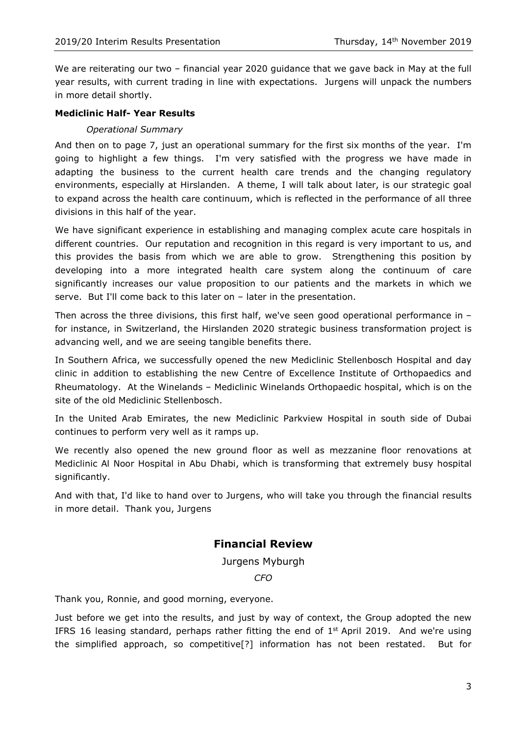We are reiterating our two – financial year 2020 guidance that we gave back in May at the full year results, with current trading in line with expectations. Jurgens will unpack the numbers in more detail shortly.

**Mediclinic Half- Year Results**

*Operational Summary*

And then on to page 7, just an operational summary for the first six months of the year. I'm going to highlight a few things. I'm very satisfied with the progress we have made in adapting the business to the current health care trends and the changing regulatory environments, especially at Hirslanden. A theme, I will talk about later, is our strategic goal to expand across the health care continuum, which is reflected in the performance of all three divisions in this half of the year.

We have significant experience in establishing and managing complex acute care hospitals in different countries. Our reputation and recognition in this regard is very important to us, and this provides the basis from which we are able to grow. Strengthening this position by developing into a more integrated health care system along the continuum of care significantly increases our value proposition to our patients and the markets in which we serve. But I'll come back to this later on – later in the presentation.

Then across the three divisions, this first half, we've seen good operational performance in – for instance, in Switzerland, the Hirslanden 2020 strategic business transformation project is advancing well, and we are seeing tangible benefits there.

In Southern Africa, we successfully opened the new Mediclinic Stellenbosch Hospital and day clinic in addition to establishing the new Centre of Excellence Institute of Orthopaedics and Rheumatology. At the Winelands – Mediclinic Winelands Orthopaedic hospital, which is on the site of the old Mediclinic Stellenbosch.

In the United Arab Emirates, the new Mediclinic Parkview Hospital in south side of Dubai continues to perform very well as it ramps up.

We recently also opened the new ground floor as well as mezzanine floor renovations at Mediclinic Al Noor Hospital in Abu Dhabi, which is transforming that extremely busy hospital significantly.

And with that, I'd like to hand over to Jurgens, who will take you through the financial results in more detail. Thank you, Jurgens

## Financial Review

Jurgens Myburgh

*CFO*

Thank you, Ronnie, and good morning, everyone.

Just before we get into the results, and just by way of context, the Group adopted the new IFRS 16 leasing standard, perhaps rather fitting the end of 1st April 2019. And we're using the simplified approach, so competitive[?] information has not been restated. But for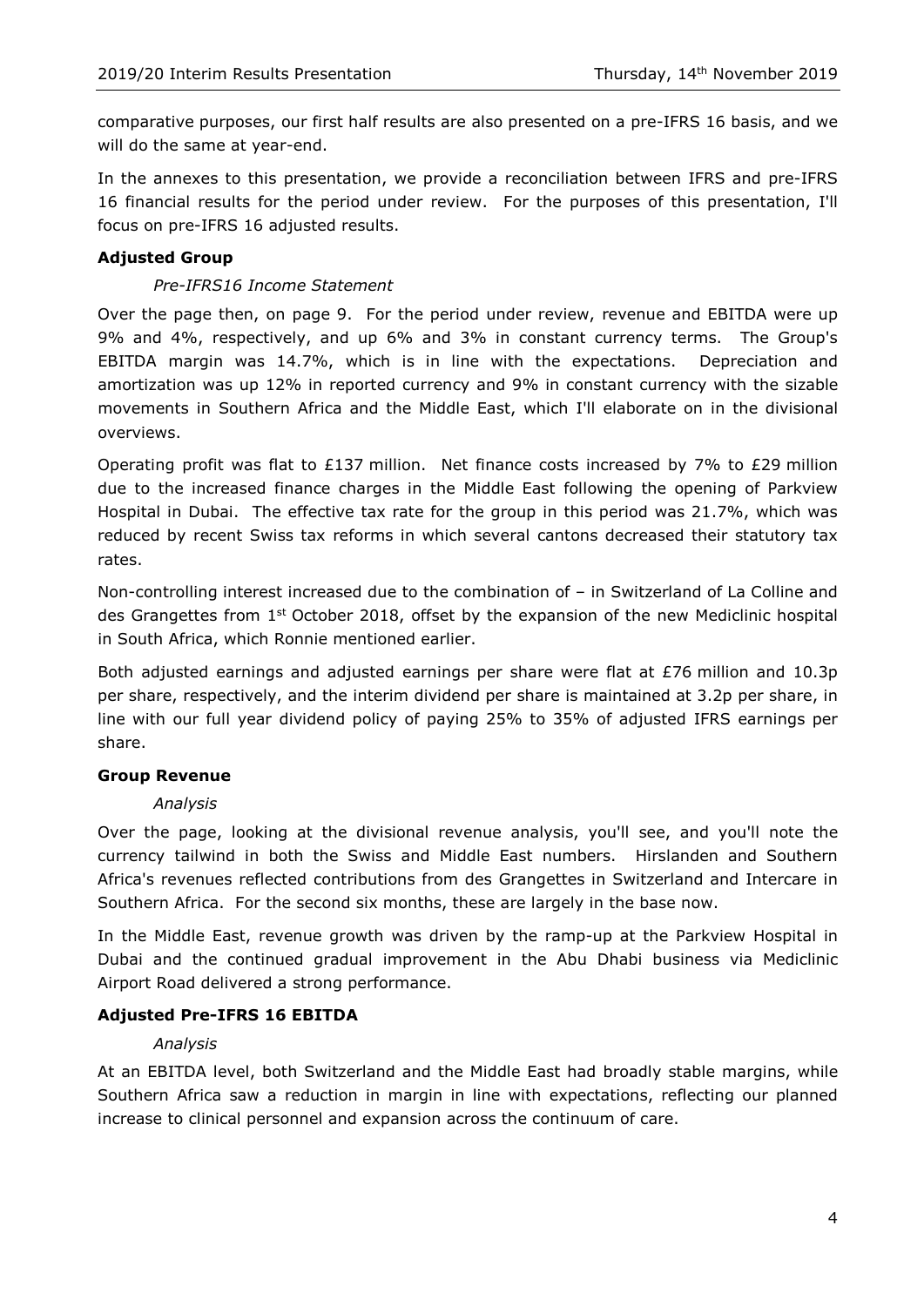comparative purposes, our first half results are also presented on a pre-IFRS 16 basis, and we will do the same at year-end.

In the annexes to this presentation, we provide a reconciliation between IFRS and pre-IFRS 16 financial results for the period under review. For the purposes of this presentation, I'll focus on pre-IFRS 16 adjusted results.

### Adjusted Group

#### *Pre-IFRS16 Income Statement*

Over the page then, on page 9. For the period under review, revenue and EBITDA were up 9% and 4%, respectively, and up 6% and 3% in constant currency terms. The Group's EBITDA margin was 14.7%, which is in line with the expectations. Depreciation and amortization was up 12% in reported currency and 9% in constant currency with the sizable movements in Southern Africa and the Middle East, which I'll elaborate on in the divisional overviews.

Operating profit was flat to £137 million. Net finance costs increased by 7% to £29 million due to the increased finance charges in the Middle East following the opening of Parkview Hospital in Dubai. The effective tax rate for the group in this period was 21.7%, which was reduced by recent Swiss tax reforms in which several cantons decreased their statutory tax rates.

Non-controlling interest increased due to the combination of – in Switzerland of La Colline and des Grangettes from 1st October 2018, offset by the expansion of the new Mediclinic hospital in South Africa, which Ronnie mentioned earlier.

Both adjusted earnings and adjusted earnings per share were flat at £76 million and 10.3p per share, respectively, and the interim dividend per share is maintained at 3.2p per share, in line with our full year dividend policy of paying 25% to 35% of adjusted IFRS earnings per share.

### Group Revenue

#### *Analysis*

Over the page, looking at the divisional revenue analysis, you'll see, and you'll note the currency tailwind in both the Swiss and Middle East numbers. Hirslanden and Southern Africa's revenues reflected contributions from des Grangettes in Switzerland and Intercare in Southern Africa. For the second six months, these are largely in the base now.

In the Middle East, revenue growth was driven by the ramp-up at the Parkview Hospital in Dubai and the continued gradual improvement in the Abu Dhabi business via Mediclinic Airport Road delivered a strong performance.

### Adjusted Pre-IFRS 16 EBITDA

#### *Analysis*

At an EBITDA level, both Switzerland and the Middle East had broadly stable margins, while Southern Africa saw a reduction in margin in line with expectations, reflecting our planned increase to clinical personnel and expansion across the continuum of care.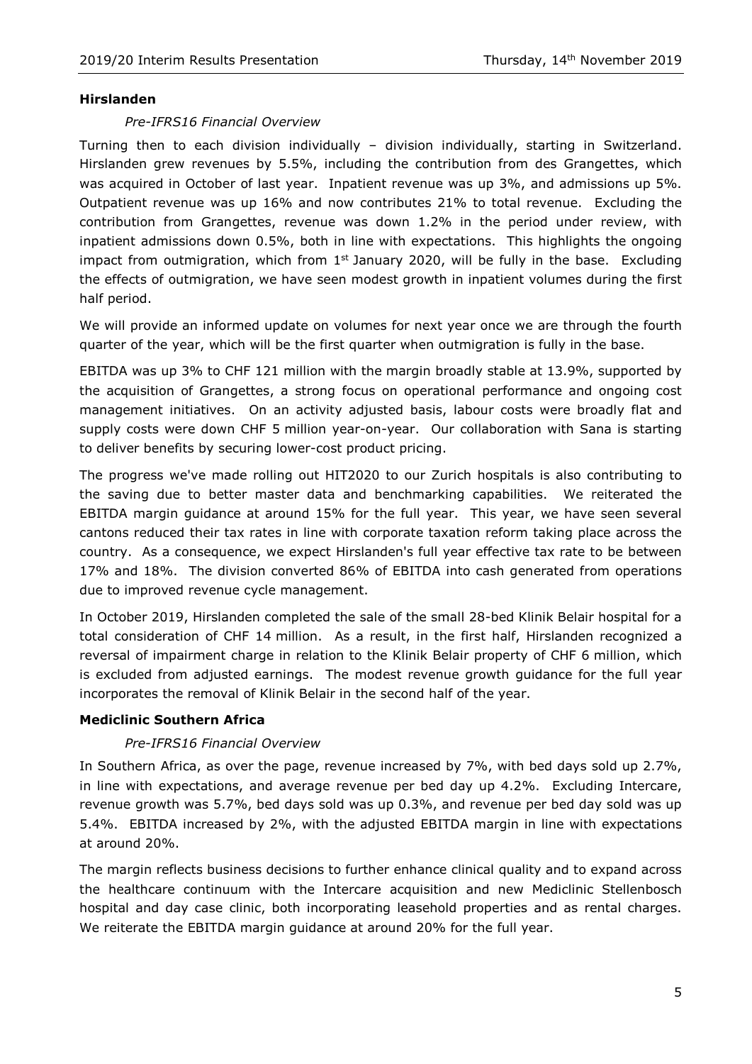## Hirslanden

### *Pre-IFRS16 Financial Overview*

Turning then to each division individually – division individually, starting in Switzerland. Hirslanden grew revenues by 5.5%, including the contribution from des Grangettes, which was acquired in October of last year. Inpatient revenue was up 3%, and admissions up 5%. Outpatient revenue was up 16% and now contributes 21% to total revenue. Excluding the contribution from Grangettes, revenue was down 1.2% in the period under review, with inpatient admissions down 0.5%, both in line with expectations. This highlights the ongoing impact from outmigration, which from 1st January 2020, will be fully in the base. Excluding the effects of outmigration, we have seen modest growth in inpatient volumes during the first half period.

We will provide an informed update on volumes for next year once we are through the fourth quarter of the year, which will be the first quarter when outmigration is fully in the base.

EBITDA was up 3% to CHF 121 million with the margin broadly stable at 13.9%, supported by the acquisition of Grangettes, a strong focus on operational performance and ongoing cost management initiatives. On an activity adjusted basis, labour costs were broadly flat and supply costs were down CHF 5 million year-on-year. Our collaboration with Sana is starting to deliver benefits by securing lower-cost product pricing.

The progress we've made rolling out HIT2020 to our Zurich hospitals is also contributing to the saving due to better master data and benchmarking capabilities. We reiterated the EBITDA margin guidance at around 15% for the full year. This year, we have seen several cantons reduced their tax rates in line with corporate taxation reform taking place across the country. As a consequence, we expect Hirslanden's full year effective tax rate to be between 17% and 18%. The division converted 86% of EBITDA into cash generated from operations due to improved revenue cycle management.

In October 2019, Hirslanden completed the sale of the small 28-bed Klinik Belair hospital for a total consideration of CHF 14 million. As a result, in the first half, Hirslanden recognized a reversal of impairment charge in relation to the Klinik Belair property of CHF 6 million, which is excluded from adjusted earnings. The modest revenue growth guidance for the full year incorporates the removal of Klinik Belair in the second half of the year.

## Mediclinic Southern Africa

### *Pre-IFRS16 Financial Overview*

In Southern Africa, as over the page, revenue increased by 7%, with bed days sold up 2.7%, in line with expectations, and average revenue per bed day up 4.2%. Excluding Intercare, revenue growth was 5.7%, bed days sold was up 0.3%, and revenue per bed day sold was up 5.4%. EBITDA increased by 2%, with the adjusted EBITDA margin in line with expectations at around 20%.

The margin reflects business decisions to further enhance clinical quality and to expand across the healthcare continuum with the Intercare acquisition and new Mediclinic Stellenbosch hospital and day case clinic, both incorporating leasehold properties and as rental charges. We reiterate the EBITDA margin guidance at around 20% for the full year.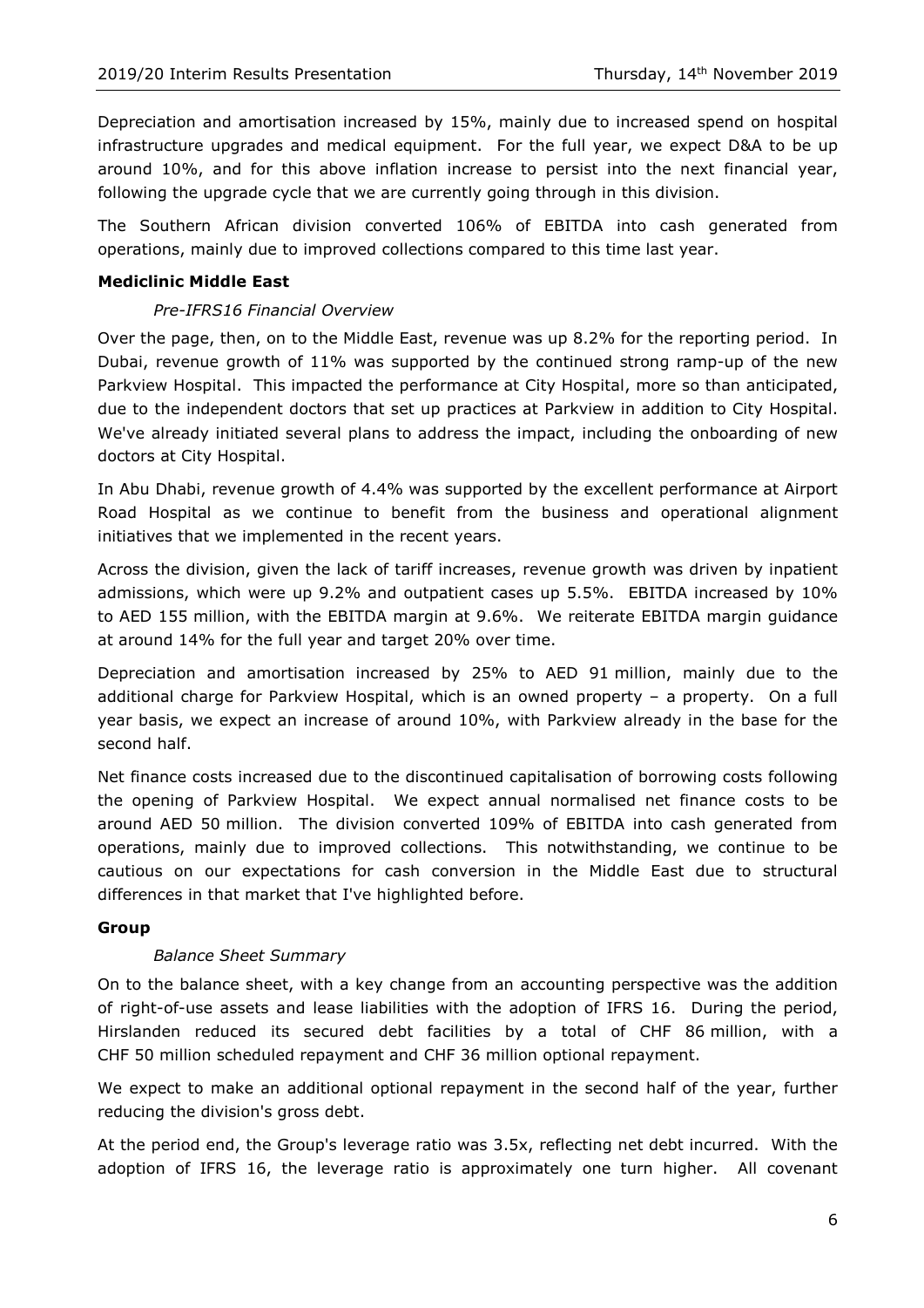Depreciation and amortisation increased by 15%, mainly due to increased spend on hospital infrastructure upgrades and medical equipment. For the full year, we expect D&A to be up around 10%, and for this above inflation increase to persist into the next financial year, following the upgrade cycle that we are currently going through in this division.

The Southern African division converted 106% of EBITDA into cash generated from operations, mainly due to improved collections compared to this time last year.

**Mediclinic Middle East**

*Pre-IFRS16 Financial Overview*

Over the page, then, on to the Middle East, revenue was up 8.2% for the reporting period. In Dubai, revenue growth of 11% was supported by the continued strong ramp-up of the new Parkview Hospital. This impacted the performance at City Hospital, more so than anticipated, due to the independent doctors that set up practices at Parkview in addition to City Hospital. We've already initiated several plans to address the impact, including the onboarding of new doctors at City Hospital.

In Abu Dhabi, revenue growth of 4.4% was supported by the excellent performance at Airport Road Hospital as we continue to benefit from the business and operational alignment initiatives that we implemented in the recent years.

Across the division, given the lack of tariff increases, revenue growth was driven by inpatient admissions, which were up 9.2% and outpatient cases up 5.5%. EBITDA increased by 10% to AED 155 million, with the EBITDA margin at 9.6%. We reiterate EBITDA margin guidance at around 14% for the full year and target 20% over time.

Depreciation and amortisation increased by 25% to AED 91 million, mainly due to the additional charge for Parkview Hospital, which is an owned property – a property. On a full year basis, we expect an increase of around 10%, with Parkview already in the base for the second half.

Net finance costs increased due to the discontinued capitalisation of borrowing costs following the opening of Parkview Hospital. We expect annual normalised net finance costs to be around AED 50 million. The division converted 109% of EBITDA into cash generated from operations, mainly due to improved collections. This notwithstanding, we continue to be cautious on our expectations for cash conversion in the Middle East due to structural differences in that market that I've highlighted before.

**Group**

*Balance Sheet Summary*

On to the balance sheet, with a key change from an accounting perspective was the addition of right-of-use assets and lease liabilities with the adoption of IFRS 16. During the period, Hirslanden reduced its secured debt facilities by a total of CHF 86 million, with a CHF 50 million scheduled repayment and CHF 36 million optional repayment.

We expect to make an additional optional repayment in the second half of the year, further reducing the division's gross debt.

At the period end, the Group's leverage ratio was 3.5x, reflecting net debt incurred. With the adoption of IFRS 16, the leverage ratio is approximately one turn higher. All covenant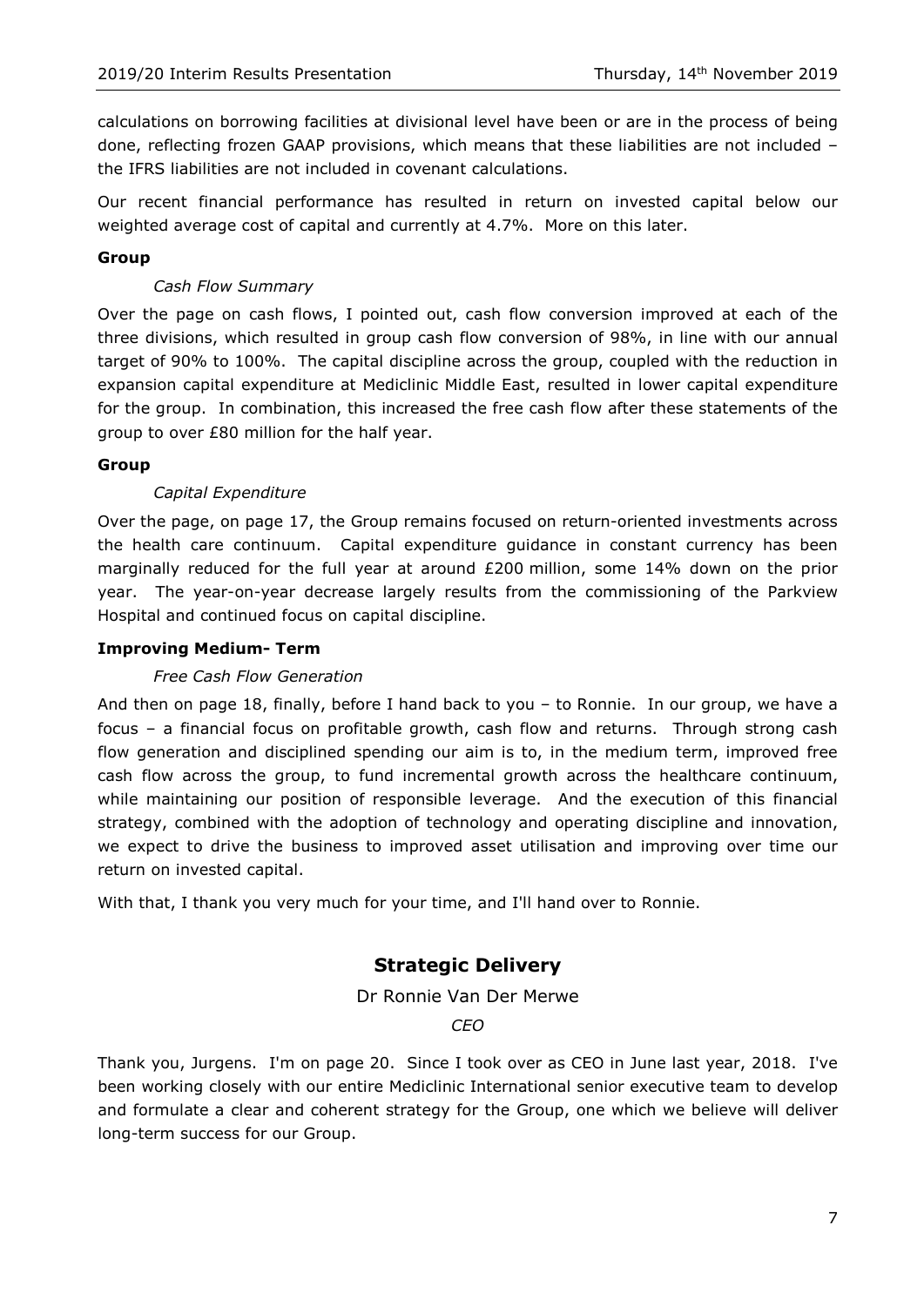calculations on borrowing facilities at divisional level have been or are in the process of being done, reflecting frozen GAAP provisions, which means that these liabilities are not included – the IFRS liabilities are not included in covenant calculations.

Our recent financial performance has resulted in return on invested capital below our weighted average cost of capital and currently at 4.7%. More on this later.

**Group**

*Cash Flow Summary*

Over the page on cash flows, I pointed out, cash flow conversion improved at each of the three divisions, which resulted in group cash flow conversion of 98%, in line with our annual target of 90% to 100%. The capital discipline across the group, coupled with the reduction in expansion capital expenditure at Mediclinic Middle East, resulted in lower capital expenditure for the group. In combination, this increased the free cash flow after these statements of the group to over £80 million for the half year.

**Group**

*Capital Expenditure*

Over the page, on page 17, the Group remains focused on return-oriented investments across the health care continuum. Capital expenditure guidance in constant currency has been marginally reduced for the full year at around £200 million, some 14% down on the prior year. The year-on-year decrease largely results from the commissioning of the Parkview Hospital and continued focus on capital discipline.

**Improving Medium- Term**

*Free Cash Flow Generation*

And then on page 18, finally, before I hand back to you – to Ronnie. In our group, we have a focus – a financial focus on profitable growth, cash flow and returns. Through strong cash flow generation and disciplined spending our aim is to, in the medium term, improved free cash flow across the group, to fund incremental growth across the healthcare continuum, while maintaining our position of responsible leverage. And the execution of this financial strategy, combined with the adoption of technology and operating discipline and innovation, we expect to drive the business to improved asset utilisation and improving over time our return on invested capital.

With that, I thank you very much for your time, and I'll hand over to Ronnie.

## Strategic Delivery

Dr Ronnie Van Der Merwe

*CEO*

Thank you, Jurgens. I'm on page 20. Since I took over as CEO in June last year, 2018. I've been working closely with our entire Mediclinic International senior executive team to develop and formulate a clear and coherent strategy for the Group, one which we believe will deliver long-term success for our Group.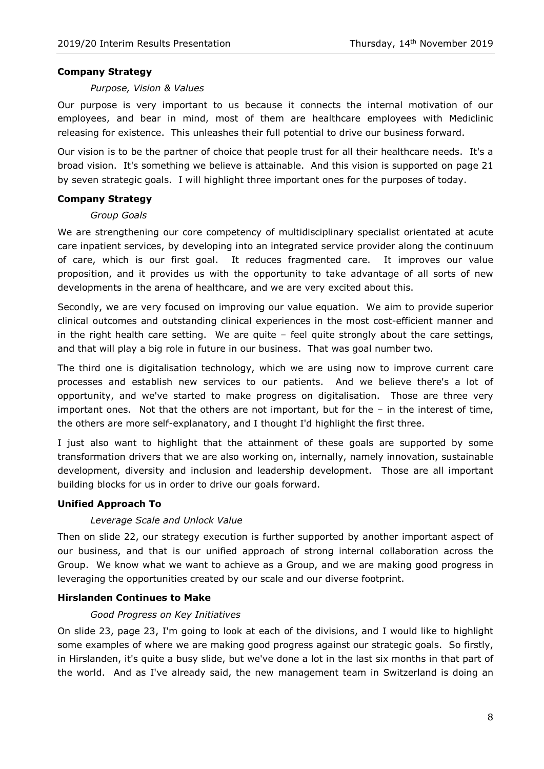**Company Strategy**

*Purpose, Vision & Values*

Our purpose is very important to us because it connects the internal motivation of our employees, and bear in mind, most of them are healthcare employees with Mediclinic releasing for existence. This unleashes their full potential to drive our business forward.

Our vision is to be the partner of choice that people trust for all their healthcare needs. It's a broad vision. It's something we believe is attainable. And this vision is supported on page 21 by seven strategic goals. I will highlight three important ones for the purposes of today.

**Company Strategy**

*Group Goals*

We are strengthening our core competency of multidisciplinary specialist orientated at acute care inpatient services, by developing into an integrated service provider along the continuum of care, which is our first goal. It reduces fragmented care. It improves our value proposition, and it provides us with the opportunity to take advantage of all sorts of new developments in the arena of healthcare, and we are very excited about this.

Secondly, we are very focused on improving our value equation. We aim to provide superior clinical outcomes and outstanding clinical experiences in the most cost-efficient manner and in the right health care setting. We are quite – feel quite strongly about the care settings, and that will play a big role in future in our business. That was goal number two.

The third one is digitalisation technology, which we are using now to improve current care processes and establish new services to our patients. And we believe there's a lot of opportunity, and we've started to make progress on digitalisation. Those are three very important ones. Not that the others are not important, but for the – in the interest of time, the others are more self-explanatory, and I thought I'd highlight the first three.

I just also want to highlight that the attainment of these goals are supported by some transformation drivers that we are also working on, internally, namely innovation, sustainable development, diversity and inclusion and leadership development. Those are all important building blocks for us in order to drive our goals forward.

**Unified Approach To**

*Leverage Scale and Unlock Value*

Then on slide 22, our strategy execution is further supported by another important aspect of our business, and that is our unified approach of strong internal collaboration across the Group. We know what we want to achieve as a Group, and we are making good progress in leveraging the opportunities created by our scale and our diverse footprint.

**Hirslanden Continues to Make**

*Good Progress on Key Initiatives*

On slide 23, page 23, I'm going to look at each of the divisions, and I would like to highlight some examples of where we are making good progress against our strategic goals. So firstly, in Hirslanden, it's quite a busy slide, but we've done a lot in the last six months in that part of the world. And as I've already said, the new management team in Switzerland is doing an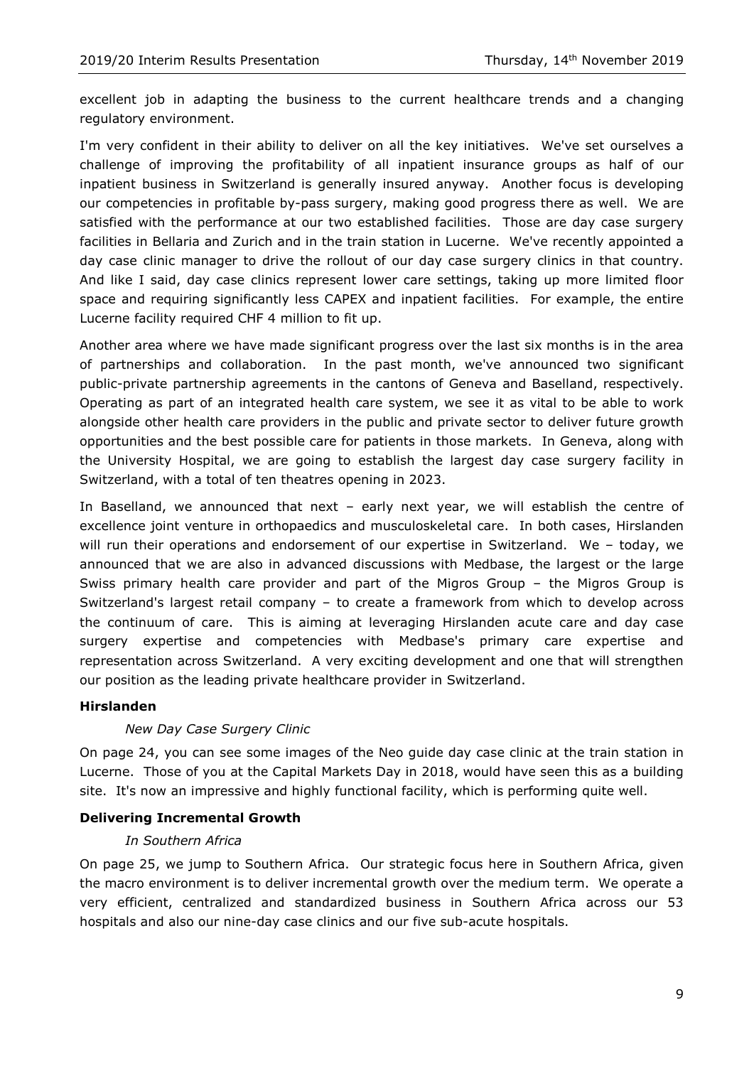excellent job in adapting the business to the current healthcare trends and a changing regulatory environment.

I'm very confident in their ability to deliver on all the key initiatives. We've set ourselves a challenge of improving the profitability of all inpatient insurance groups as half of our inpatient business in Switzerland is generally insured anyway. Another focus is developing our competencies in profitable by-pass surgery, making good progress there as well. We are satisfied with the performance at our two established facilities. Those are day case surgery facilities in Bellaria and Zurich and in the train station in Lucerne. We've recently appointed a day case clinic manager to drive the rollout of our day case surgery clinics in that country. And like I said, day case clinics represent lower care settings, taking up more limited floor space and requiring significantly less CAPEX and inpatient facilities. For example, the entire Lucerne facility required CHF 4 million to fit up.

Another area where we have made significant progress over the last six months is in the area of partnerships and collaboration. In the past month, we've announced two significant public-private partnership agreements in the cantons of Geneva and Baselland, respectively. Operating as part of an integrated health care system, we see it as vital to be able to work alongside other health care providers in the public and private sector to deliver future growth opportunities and the best possible care for patients in those markets. In Geneva, along with the University Hospital, we are going to establish the largest day case surgery facility in Switzerland, with a total of ten theatres opening in 2023.

In Baselland, we announced that next – early next year, we will establish the centre of excellence joint venture in orthopaedics and musculoskeletal care. In both cases, Hirslanden will run their operations and endorsement of our expertise in Switzerland. We – today, we announced that we are also in advanced discussions with Medbase, the largest or the large Swiss primary health care provider and part of the Migros Group – the Migros Group is Switzerland's largest retail company – to create a framework from which to develop across the continuum of care. This is aiming at leveraging Hirslanden acute care and day case surgery expertise and competencies with Medbase's primary care expertise and representation across Switzerland. A very exciting development and one that will strengthen our position as the leading private healthcare provider in Switzerland.

## Hirslanden

### *New Day Case Surgery Clinic*

On page 24, you can see some images of the Neo guide day case clinic at the train station in Lucerne. Those of you at the Capital Markets Day in 2018, would have seen this as a building site. It's now an impressive and highly functional facility, which is performing quite well.

## Delivering Incremental Growth

### *In Southern Africa*

On page 25, we jump to Southern Africa. Our strategic focus here in Southern Africa, given the macro environment is to deliver incremental growth over the medium term. We operate a very efficient, centralized and standardized business in Southern Africa across our 53 hospitals and also our nine-day case clinics and our five sub-acute hospitals.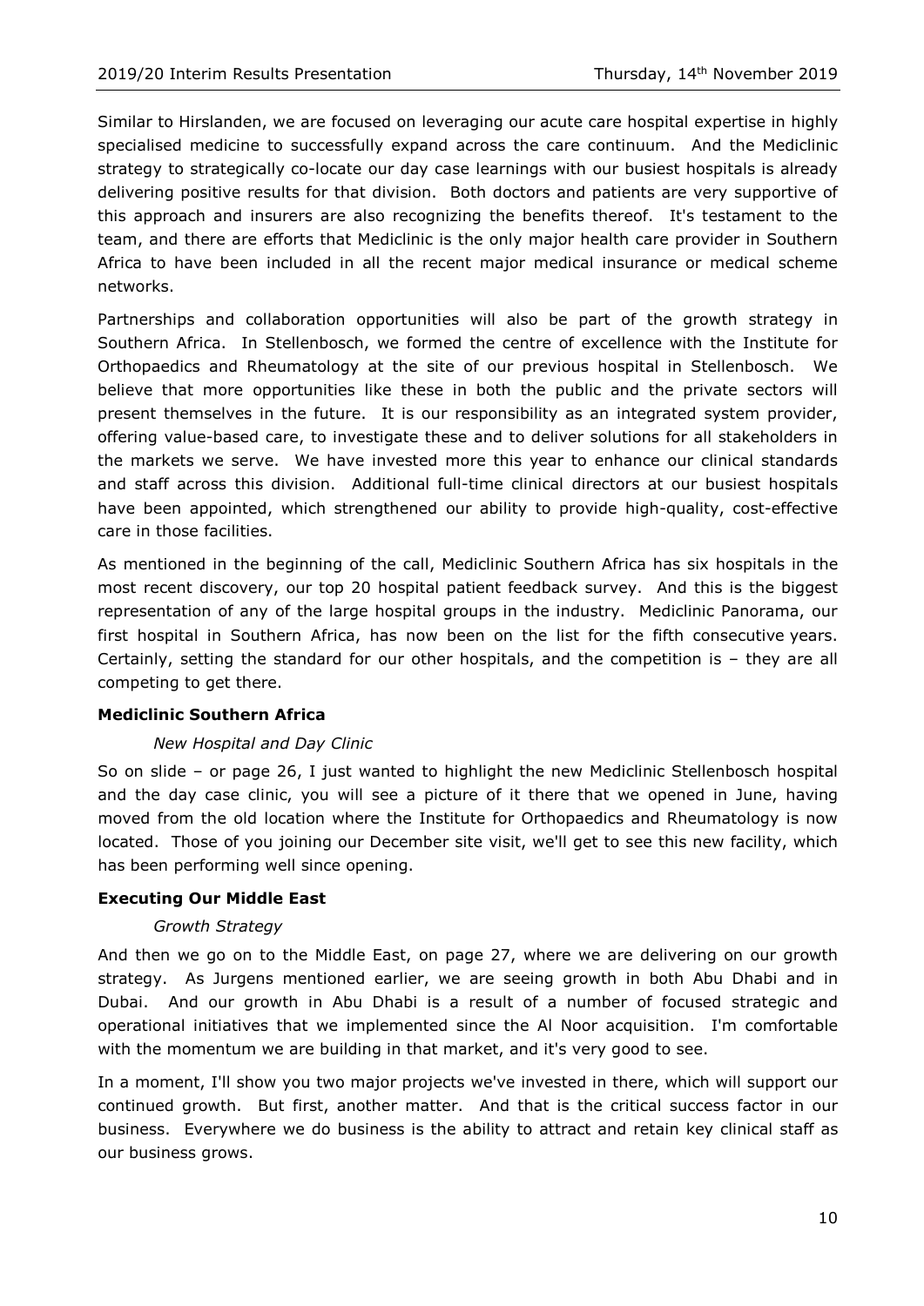Similar to Hirslanden, we are focused on leveraging our acute care hospital expertise in highly specialised medicine to successfully expand across the care continuum. And the Mediclinic strategy to strategically co-locate our day case learnings with our busiest hospitals is already delivering positive results for that division. Both doctors and patients are very supportive of this approach and insurers are also recognizing the benefits thereof. It's testament to the team, and there are efforts that Mediclinic is the only major health care provider in Southern Africa to have been included in all the recent major medical insurance or medical scheme networks.

Partnerships and collaboration opportunities will also be part of the growth strategy in Southern Africa. In Stellenbosch, we formed the centre of excellence with the Institute for Orthopaedics and Rheumatology at the site of our previous hospital in Stellenbosch. We believe that more opportunities like these in both the public and the private sectors will present themselves in the future. It is our responsibility as an integrated system provider, offering value-based care, to investigate these and to deliver solutions for all stakeholders in the markets we serve. We have invested more this year to enhance our clinical standards and staff across this division. Additional full-time clinical directors at our busiest hospitals have been appointed, which strengthened our ability to provide high-quality, cost-effective care in those facilities.

As mentioned in the beginning of the call, Mediclinic Southern Africa has six hospitals in the most recent discovery, our top 20 hospital patient feedback survey. And this is the biggest representation of any of the large hospital groups in the industry. Mediclinic Panorama, our first hospital in Southern Africa, has now been on the list for the fifth consecutive years. Certainly, setting the standard for our other hospitals, and the competition is – they are all competing to get there.

**Mediclinic Southern Africa**

*New Hospital and Day Clinic*

So on slide – or page 26, I just wanted to highlight the new Mediclinic Stellenbosch hospital and the day case clinic, you will see a picture of it there that we opened in June, having moved from the old location where the Institute for Orthopaedics and Rheumatology is now located. Those of you joining our December site visit, we'll get to see this new facility, which has been performing well since opening.

**Executing Our Middle East**

*Growth Strategy*

And then we go on to the Middle East, on page 27, where we are delivering on our growth strategy. As Jurgens mentioned earlier, we are seeing growth in both Abu Dhabi and in Dubai. And our growth in Abu Dhabi is a result of a number of focused strategic and operational initiatives that we implemented since the Al Noor acquisition. I'm comfortable with the momentum we are building in that market, and it's very good to see.

In a moment, I'll show you two major projects we've invested in there, which will support our continued growth. But first, another matter. And that is the critical success factor in our business. Everywhere we do business is the ability to attract and retain key clinical staff as our business grows.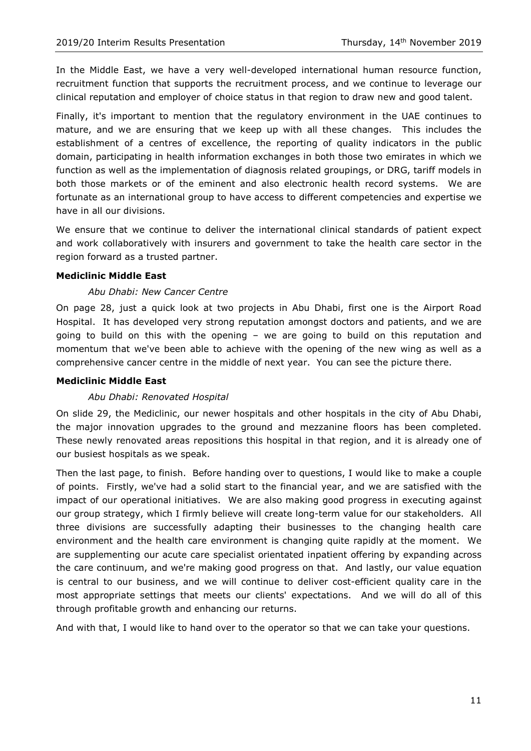In the Middle East, we have a very well-developed international human resource function, recruitment function that supports the recruitment process, and we continue to leverage our clinical reputation and employer of choice status in that region to draw new and good talent.

Finally, it's important to mention that the regulatory environment in the UAE continues to mature, and we are ensuring that we keep up with all these changes. This includes the establishment of a centres of excellence, the reporting of quality indicators in the public domain, participating in health information exchanges in both those two emirates in which we function as well as the implementation of diagnosis related groupings, or DRG, tariff models in both those markets or of the eminent and also electronic health record systems. We are fortunate as an international group to have access to different competencies and expertise we have in all our divisions.

We ensure that we continue to deliver the international clinical standards of patient expect and work collaboratively with insurers and government to take the health care sector in the region forward as a trusted partner.

**Mediclinic Middle East**

*Abu Dhabi: New Cancer Centre*

On page 28, just a quick look at two projects in Abu Dhabi, first one is the Airport Road Hospital. It has developed very strong reputation amongst doctors and patients, and we are going to build on this with the opening – we are going to build on this reputation and momentum that we've been able to achieve with the opening of the new wing as well as a comprehensive cancer centre in the middle of next year. You can see the picture there.

**Mediclinic Middle East**

*Abu Dhabi: Renovated Hospital*

On slide 29, the Mediclinic, our newer hospitals and other hospitals in the city of Abu Dhabi, the major innovation upgrades to the ground and mezzanine floors has been completed. These newly renovated areas repositions this hospital in that region, and it is already one of our busiest hospitals as we speak.

Then the last page, to finish. Before handing over to questions, I would like to make a couple of points. Firstly, we've had a solid start to the financial year, and we are satisfied with the impact of our operational initiatives. We are also making good progress in executing against our group strategy, which I firmly believe will create long-term value for our stakeholders. All three divisions are successfully adapting their businesses to the changing health care environment and the health care environment is changing quite rapidly at the moment. We are supplementing our acute care specialist orientated inpatient offering by expanding across the care continuum, and we're making good progress on that. And lastly, our value equation is central to our business, and we will continue to deliver cost-efficient quality care in the most appropriate settings that meets our clients' expectations. And we will do all of this through profitable growth and enhancing our returns.

And with that, I would like to hand over to the operator so that we can take your questions.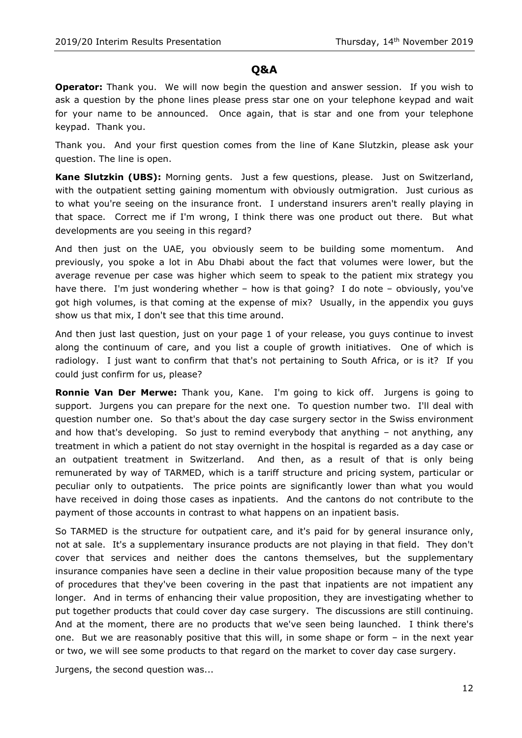## Q&A

**Operator:** Thank you. We will now begin the question and answer session. If you wish to ask a question by the phone lines please press star one on your telephone keypad and wait for your name to be announced. Once again, that is star and one from your telephone keypad. Thank you.

Thank you. And your first question comes from the line of Kane Slutzkin, please ask your question. The line is open.

**Kane Slutzkin (UBS):** Morning gents. Just a few questions, please. Just on Switzerland, with the outpatient setting gaining momentum with obviously outmigration. Just curious as to what you're seeing on the insurance front. I understand insurers aren't really playing in that space. Correct me if I'm wrong, I think there was one product out there. But what developments are you seeing in this regard?

And then just on the UAE, you obviously seem to be building some momentum. And previously, you spoke a lot in Abu Dhabi about the fact that volumes were lower, but the average revenue per case was higher which seem to speak to the patient mix strategy you have there. I'm just wondering whether – how is that going? I do note – obviously, you've got high volumes, is that coming at the expense of mix? Usually, in the appendix you guys show us that mix, I don't see that this time around.

And then just last question, just on your page 1 of your release, you guys continue to invest along the continuum of care, and you list a couple of growth initiatives. One of which is radiology. I just want to confirm that that's not pertaining to South Africa, or is it? If you could just confirm for us, please?

**Ronnie Van Der Merwe:** Thank you, Kane. I'm going to kick off. Jurgens is going to support. Jurgens you can prepare for the next one. To question number two. I'll deal with question number one. So that's about the day case surgery sector in the Swiss environment and how that's developing. So just to remind everybody that anything – not anything, any treatment in which a patient do not stay overnight in the hospital is regarded as a day case or an outpatient treatment in Switzerland. And then, as a result of that is only being remunerated by way of TARMED, which is a tariff structure and pricing system, particular or peculiar only to outpatients. The price points are significantly lower than what you would have received in doing those cases as inpatients. And the cantons do not contribute to the payment of those accounts in contrast to what happens on an inpatient basis.

So TARMED is the structure for outpatient care, and it's paid for by general insurance only, not at sale. It's a supplementary insurance products are not playing in that field. They don't cover that services and neither does the cantons themselves, but the supplementary insurance companies have seen a decline in their value proposition because many of the type of procedures that they've been covering in the past that inpatients are not impatient any longer. And in terms of enhancing their value proposition, they are investigating whether to put together products that could cover day case surgery. The discussions are still continuing. And at the moment, there are no products that we've seen being launched. I think there's one. But we are reasonably positive that this will, in some shape or form – in the next year or two, we will see some products to that regard on the market to cover day case surgery.

Jurgens, the second question was...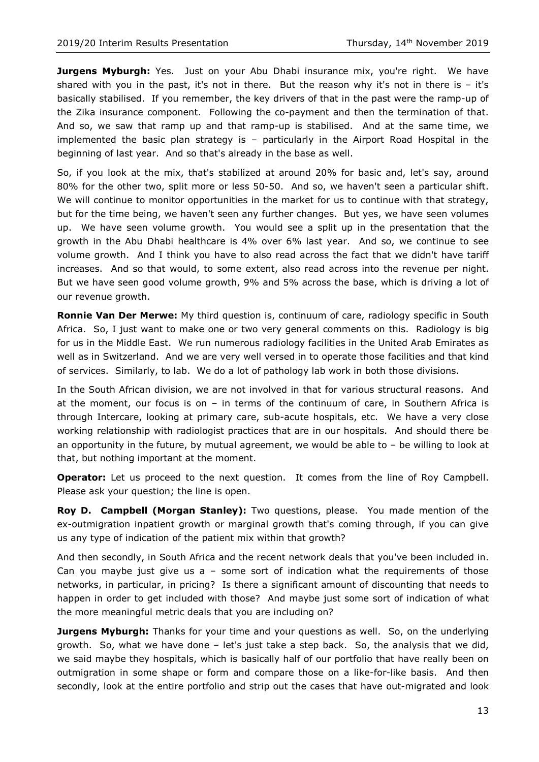**Jurgens Myburgh:** Yes. Just on your Abu Dhabi insurance mix, you're right. We have shared with you in the past, it's not in there. But the reason why it's not in there is – it's basically stabilised. If you remember, the key drivers of that in the past were the ramp-up of the Zika insurance component. Following the co-payment and then the termination of that. And so, we saw that ramp up and that ramp-up is stabilised. And at the same time, we implemented the basic plan strategy is – particularly in the Airport Road Hospital in the beginning of last year. And so that's already in the base as well.

So, if you look at the mix, that's stabilized at around 20% for basic and, let's say, around 80% for the other two, split more or less 50-50. And so, we haven't seen a particular shift. We will continue to monitor opportunities in the market for us to continue with that strategy, but for the time being, we haven't seen any further changes. But yes, we have seen volumes up. We have seen volume growth. You would see a split up in the presentation that the growth in the Abu Dhabi healthcare is 4% over 6% last year. And so, we continue to see volume growth. And I think you have to also read across the fact that we didn't have tariff increases. And so that would, to some extent, also read across into the revenue per night. But we have seen good volume growth, 9% and 5% across the base, which is driving a lot of our revenue growth.

**Ronnie Van Der Merwe:** My third question is, continuum of care, radiology specific in South Africa. So, I just want to make one or two very general comments on this. Radiology is big for us in the Middle East. We run numerous radiology facilities in the United Arab Emirates as well as in Switzerland. And we are very well versed in to operate those facilities and that kind of services. Similarly, to lab. We do a lot of pathology lab work in both those divisions.

In the South African division, we are not involved in that for various structural reasons. And at the moment, our focus is on – in terms of the continuum of care, in Southern Africa is through Intercare, looking at primary care, sub-acute hospitals, etc. We have a very close working relationship with radiologist practices that are in our hospitals. And should there be an opportunity in the future, by mutual agreement, we would be able to – be willing to look at that, but nothing important at the moment.

**Operator:** Let us proceed to the next question. It comes from the line of Roy Campbell. Please ask your question; the line is open.

**Roy D. Campbell (Morgan Stanley):** Two questions, please. You made mention of the ex-outmigration inpatient growth or marginal growth that's coming through, if you can give us any type of indication of the patient mix within that growth?

And then secondly, in South Africa and the recent network deals that you've been included in. Can you maybe just give us a – some sort of indication what the requirements of those networks, in particular, in pricing? Is there a significant amount of discounting that needs to happen in order to get included with those? And maybe just some sort of indication of what the more meaningful metric deals that you are including on?

**Jurgens Myburgh:** Thanks for your time and your questions as well. So, on the underlying growth. So, what we have done – let's just take a step back. So, the analysis that we did, we said maybe they hospitals, which is basically half of our portfolio that have really been on outmigration in some shape or form and compare those on a like-for-like basis. And then secondly, look at the entire portfolio and strip out the cases that have out-migrated and look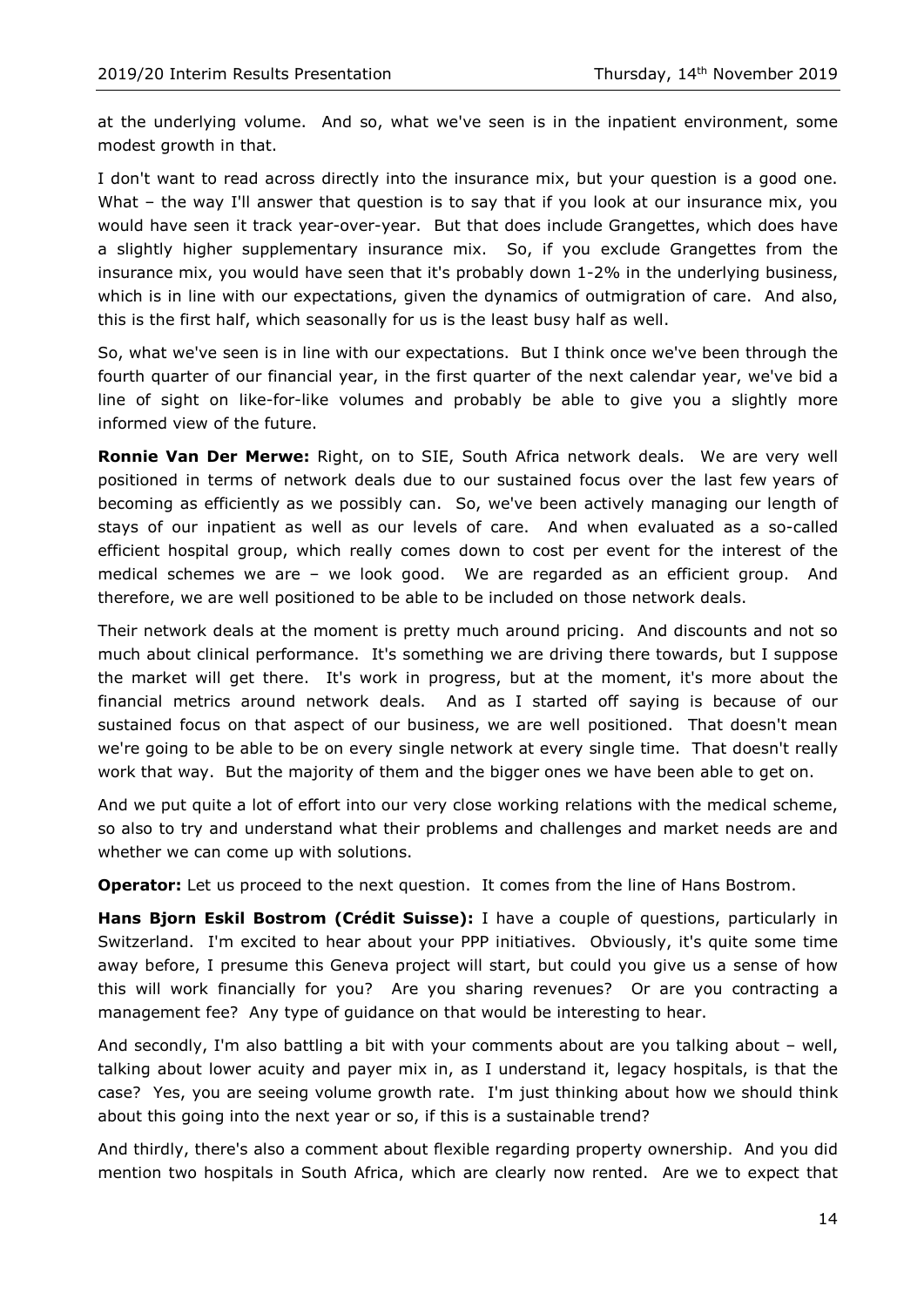at the underlying volume. And so, what we've seen is in the inpatient environment, some modest growth in that.

I don't want to read across directly into the insurance mix, but your question is a good one. What – the way I'll answer that question is to say that if you look at our insurance mix, you would have seen it track year-over-year. But that does include Grangettes, which does have a slightly higher supplementary insurance mix. So, if you exclude Grangettes from the insurance mix, you would have seen that it's probably down 1-2% in the underlying business, which is in line with our expectations, given the dynamics of outmigration of care. And also, this is the first half, which seasonally for us is the least busy half as well.

So, what we've seen is in line with our expectations. But I think once we've been through the fourth quarter of our financial year, in the first quarter of the next calendar year, we've bid a line of sight on like-for-like volumes and probably be able to give you a slightly more informed view of the future.

**Ronnie Van Der Merwe:** Right, on to SIE, South Africa network deals. We are very well positioned in terms of network deals due to our sustained focus over the last few years of becoming as efficiently as we possibly can. So, we've been actively managing our length of stays of our inpatient as well as our levels of care. And when evaluated as a so-called efficient hospital group, which really comes down to cost per event for the interest of the medical schemes we are – we look good. We are regarded as an efficient group. And therefore, we are well positioned to be able to be included on those network deals.

Their network deals at the moment is pretty much around pricing. And discounts and not so much about clinical performance. It's something we are driving there towards, but I suppose the market will get there. It's work in progress, but at the moment, it's more about the financial metrics around network deals. And as I started off saying is because of our sustained focus on that aspect of our business, we are well positioned. That doesn't mean we're going to be able to be on every single network at every single time. That doesn't really work that way. But the majority of them and the bigger ones we have been able to get on.

And we put quite a lot of effort into our very close working relations with the medical scheme, so also to try and understand what their problems and challenges and market needs are and whether we can come up with solutions.

**Operator:** Let us proceed to the next question. It comes from the line of Hans Bostrom.

**Hans Bjorn Eskil Bostrom (Crédit Suisse):** I have a couple of questions, particularly in Switzerland. I'm excited to hear about your PPP initiatives. Obviously, it's quite some time away before, I presume this Geneva project will start, but could you give us a sense of how this will work financially for you? Are you sharing revenues? Or are you contracting a management fee? Any type of guidance on that would be interesting to hear.

And secondly, I'm also battling a bit with your comments about are you talking about – well, talking about lower acuity and payer mix in, as I understand it, legacy hospitals, is that the case? Yes, you are seeing volume growth rate. I'm just thinking about how we should think about this going into the next year or so, if this is a sustainable trend?

And thirdly, there's also a comment about flexible regarding property ownership. And you did mention two hospitals in South Africa, which are clearly now rented. Are we to expect that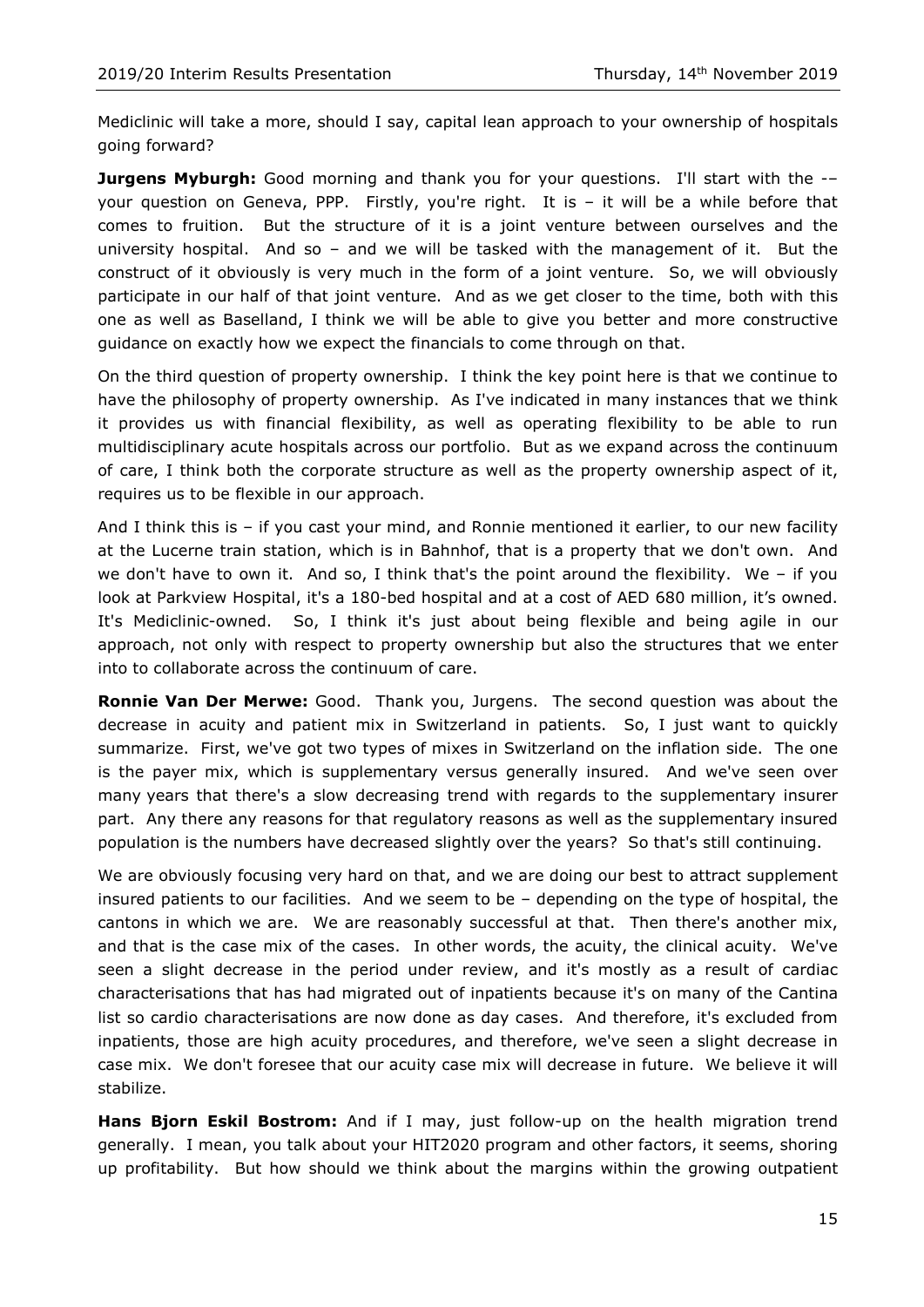Mediclinic will take a more, should I say, capital lean approach to your ownership of hospitals going forward?

**Jurgens Myburgh:** Good morning and thank you for your questions. I'll start with the -– your question on Geneva, PPP. Firstly, you're right. It is – it will be a while before that comes to fruition. But the structure of it is a joint venture between ourselves and the university hospital. And so – and we will be tasked with the management of it. But the construct of it obviously is very much in the form of a joint venture. So, we will obviously participate in our half of that joint venture. And as we get closer to the time, both with this one as well as Baselland, I think we will be able to give you better and more constructive guidance on exactly how we expect the financials to come through on that.

On the third question of property ownership. I think the key point here is that we continue to have the philosophy of property ownership. As I've indicated in many instances that we think it provides us with financial flexibility, as well as operating flexibility to be able to run multidisciplinary acute hospitals across our portfolio. But as we expand across the continuum of care, I think both the corporate structure as well as the property ownership aspect of it, requires us to be flexible in our approach.

And I think this is – if you cast your mind, and Ronnie mentioned it earlier, to our new facility at the Lucerne train station, which is in Bahnhof, that is a property that we don't own. And we don't have to own it. And so, I think that's the point around the flexibility. We – if you look at Parkview Hospital, it's a 180-bed hospital and at a cost of AED 680 million, it's owned. It's Mediclinic-owned. So, I think it's just about being flexible and being agile in our approach, not only with respect to property ownership but also the structures that we enter into to collaborate across the continuum of care.

**Ronnie Van Der Merwe:** Good. Thank you, Jurgens. The second question was about the decrease in acuity and patient mix in Switzerland in patients. So, I just want to quickly summarize. First, we've got two types of mixes in Switzerland on the inflation side. The one is the payer mix, which is supplementary versus generally insured. And we've seen over many years that there's a slow decreasing trend with regards to the supplementary insurer part. Any there any reasons for that regulatory reasons as well as the supplementary insured population is the numbers have decreased slightly over the years? So that's still continuing.

We are obviously focusing very hard on that, and we are doing our best to attract supplement insured patients to our facilities. And we seem to be – depending on the type of hospital, the cantons in which we are. We are reasonably successful at that. Then there's another mix, and that is the case mix of the cases. In other words, the acuity, the clinical acuity. We've seen a slight decrease in the period under review, and it's mostly as a result of cardiac characterisations that has had migrated out of inpatients because it's on many of the Cantina list so cardio characterisations are now done as day cases. And therefore, it's excluded from inpatients, those are high acuity procedures, and therefore, we've seen a slight decrease in case mix. We don't foresee that our acuity case mix will decrease in future. We believe it will stabilize.

**Hans Bjorn Eskil Bostrom:** And if I may, just follow-up on the health migration trend generally. I mean, you talk about your HIT2020 program and other factors, it seems, shoring up profitability. But how should we think about the margins within the growing outpatient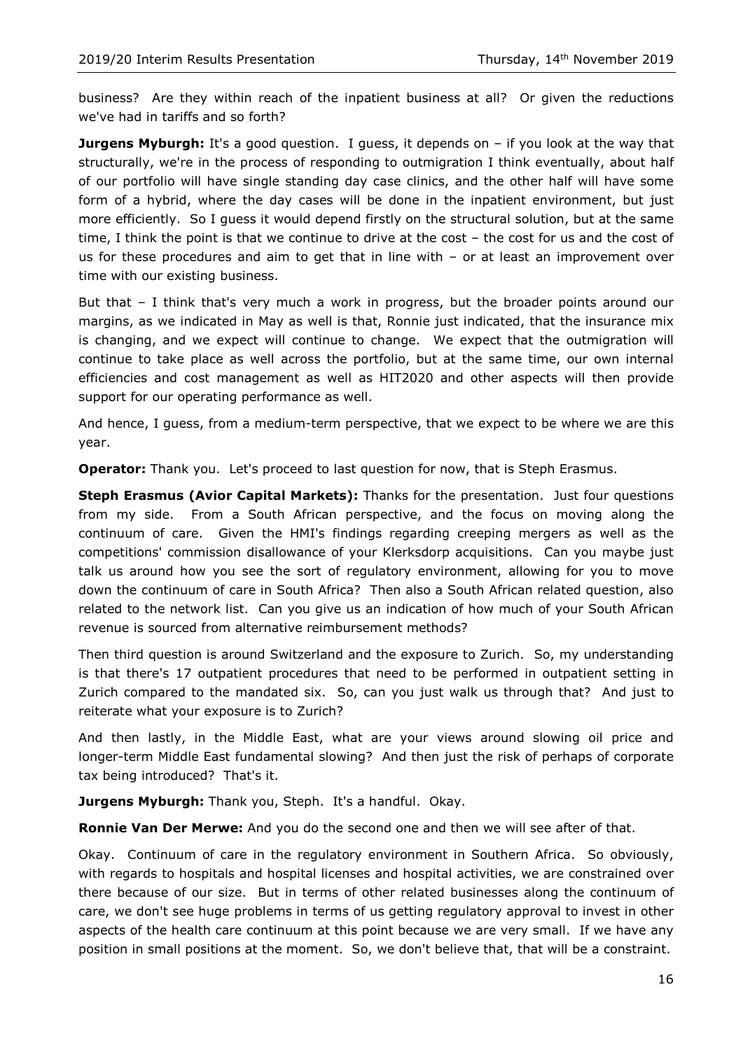business? Are they within reach of the inpatient business at all? Or given the reductions we've had in tariffs and so forth?

**Jurgens Myburgh:** It's a good question. I guess, it depends on – if you look at the way that structurally, we're in the process of responding to outmigration I think eventually, about half of our portfolio will have single standing day case clinics, and the other half will have some form of a hybrid, where the day cases will be done in the inpatient environment, but just more efficiently. So I guess it would depend firstly on the structural solution, but at the same time, I think the point is that we continue to drive at the cost – the cost for us and the cost of us for these procedures and aim to get that in line with – or at least an improvement over time with our existing business.

But that – I think that's very much a work in progress, but the broader points around our margins, as we indicated in May as well is that, Ronnie just indicated, that the insurance mix is changing, and we expect will continue to change. We expect that the outmigration will continue to take place as well across the portfolio, but at the same time, our own internal efficiencies and cost management as well as HIT2020 and other aspects will then provide support for our operating performance as well.

And hence, I guess, from a medium-term perspective, that we expect to be where we are this year.

**Operator:** Thank you. Let's proceed to last question for now, that is Steph Erasmus.

**Steph Erasmus (Avior Capital Markets):** Thanks for the presentation. Just four questions from my side. From a South African perspective, and the focus on moving along the continuum of care. Given the HMI's findings regarding creeping mergers as well as the competitions' commission disallowance of your Klerksdorp acquisitions. Can you maybe just talk us around how you see the sort of regulatory environment, allowing for you to move down the continuum of care in South Africa? Then also a South African related question, also related to the network list. Can you give us an indication of how much of your South African revenue is sourced from alternative reimbursement methods?

Then third question is around Switzerland and the exposure to Zurich. So, my understanding is that there's 17 outpatient procedures that need to be performed in outpatient setting in Zurich compared to the mandated six. So, can you just walk us through that? And just to reiterate what your exposure is to Zurich?

And then lastly, in the Middle East, what are your views around slowing oil price and longer-term Middle East fundamental slowing? And then just the risk of perhaps of corporate tax being introduced? That's it.

**Jurgens Myburgh:** Thank you, Steph. It's a handful. Okay.

**Ronnie Van Der Merwe:** And you do the second one and then we will see after of that.

Okay. Continuum of care in the regulatory environment in Southern Africa. So obviously, with regards to hospitals and hospital licenses and hospital activities, we are constrained over there because of our size. But in terms of other related businesses along the continuum of care, we don't see huge problems in terms of us getting regulatory approval to invest in other aspects of the health care continuum at this point because we are very small. If we have any position in small positions at the moment. So, we don't believe that, that will be a constraint.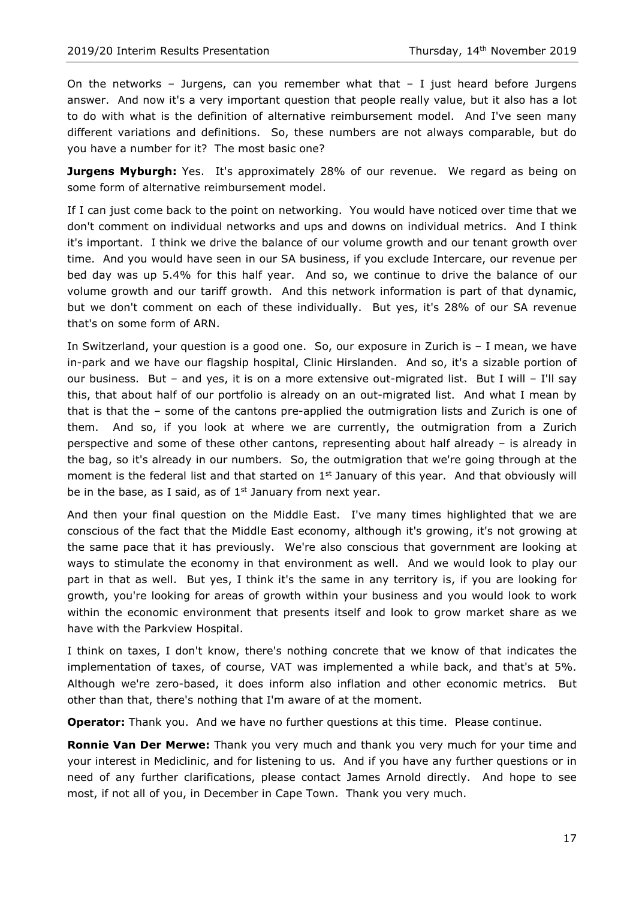On the networks – Jurgens, can you remember what that – I just heard before Jurgens answer. And now it's a very important question that people really value, but it also has a lot to do with what is the definition of alternative reimbursement model. And I've seen many different variations and definitions. So, these numbers are not always comparable, but do you have a number for it? The most basic one?

**Jurgens Myburgh:** Yes. It's approximately 28% of our revenue. We regard as being on some form of alternative reimbursement model.

If I can just come back to the point on networking. You would have noticed over time that we don't comment on individual networks and ups and downs on individual metrics. And I think it's important. I think we drive the balance of our volume growth and our tenant growth over time. And you would have seen in our SA business, if you exclude Intercare, our revenue per bed day was up 5.4% for this half year. And so, we continue to drive the balance of our volume growth and our tariff growth. And this network information is part of that dynamic, but we don't comment on each of these individually. But yes, it's 28% of our SA revenue that's on some form of ARN.

In Switzerland, your question is a good one. So, our exposure in Zurich is – I mean, we have in-park and we have our flagship hospital, Clinic Hirslanden. And so, it's a sizable portion of our business. But – and yes, it is on a more extensive out-migrated list. But I will – I'll say this, that about half of our portfolio is already on an out-migrated list. And what I mean by that is that the – some of the cantons pre-applied the outmigration lists and Zurich is one of them. And so, if you look at where we are currently, the outmigration from a Zurich perspective and some of these other cantons, representing about half already – is already in the bag, so it's already in our numbers. So, the outmigration that we're going through at the moment is the federal list and that started on 1st January of this year. And that obviously will be in the base, as I said, as of 1st January from next year.

And then your final question on the Middle East. I've many times highlighted that we are conscious of the fact that the Middle East economy, although it's growing, it's not growing at the same pace that it has previously. We're also conscious that government are looking at ways to stimulate the economy in that environment as well. And we would look to play our part in that as well. But yes, I think it's the same in any territory is, if you are looking for growth, you're looking for areas of growth within your business and you would look to work within the economic environment that presents itself and look to grow market share as we have with the Parkview Hospital.

I think on taxes, I don't know, there's nothing concrete that we know of that indicates the implementation of taxes, of course, VAT was implemented a while back, and that's at 5%. Although we're zero-based, it does inform also inflation and other economic metrics. But other than that, there's nothing that I'm aware of at the moment.

**Operator:** Thank you. And we have no further questions at this time. Please continue.

**Ronnie Van Der Merwe:** Thank you very much and thank you very much for your time and your interest in Mediclinic, and for listening to us. And if you have any further questions or in need of any further clarifications, please contact James Arnold directly. And hope to see most, if not all of you, in December in Cape Town. Thank you very much.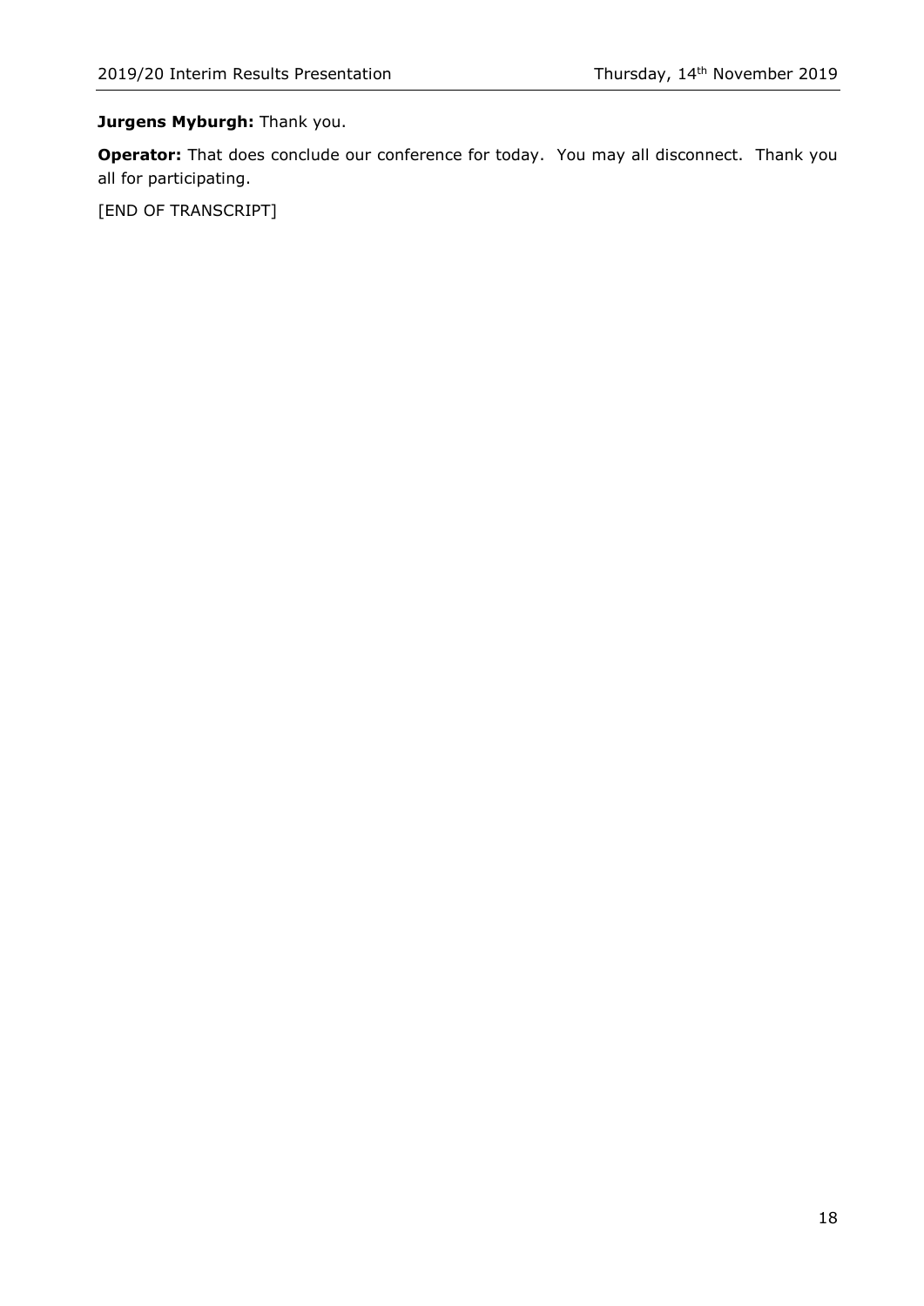**Jurgens Myburgh:** Thank you.

**Operator:** That does conclude our conference for today. You may all disconnect. Thank you all for participating.

[END OF TRANSCRIPT]